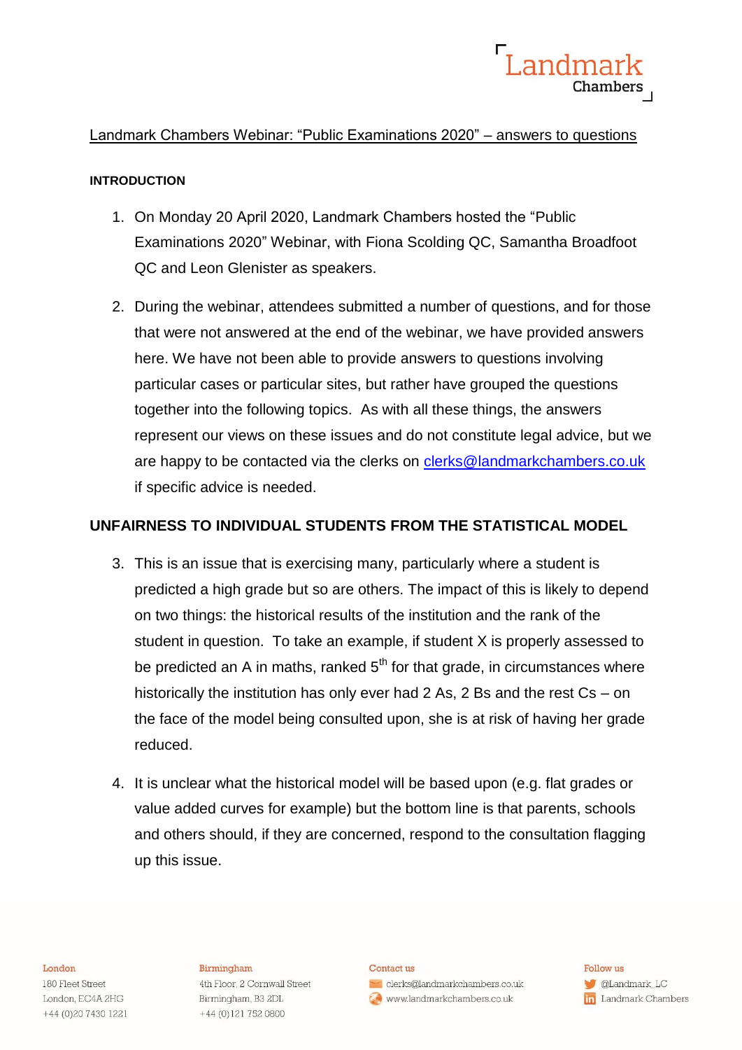Landmark Chambers Webinar: "Public Examinations 2020" – answers to questions

## INTRODUCTION

1. On Monday 20 April 2020, Landmark Chambers hosted the "Public Examinations 2020" Webinar, with Fiona Scolding QC, Samantha Broadfoot QC and Leon Glenister as speakers.

2. During the webinar, attendees submitted a number of questions, and for those that were not answered at the end of the webinar, we have provided answers here. We have not been able to provide answers to questions involving particular cases or particular sites, but rather have grouped the questions together into the following topics. As with all these things, the answers represent our views on these issues and do not constitute legal advice, but we are happy to be contacted via the clerks on clerks@landmarkchambers.co.uk if specific advice is needed.

## UNFAIRNESS TO INDIVIDUAL STUDENTS FROM THE STATISTICAL MODEL

3. This is an issue that is exercising many, particularly where a student is predicted a high grade but so are others. The impact of this is likely to depend on two things: the historical results of the institution and the rank of the student in question. To take an example, if student X is properly assessed to be predicted an A in maths, ranked 5th for that grade, in circumstances where historically the institution has only ever had 2 As, 2 Bs and the rest Cs – on the face of the model being consulted upon, she is at risk of having her grade reduced.

4. It is unclear what the historical model will be based upon (e.g. flat grades or value added curves for example) but the bottom line is that parents, schools and others should, if they are concerned, respond to the consultation flagging up this issue.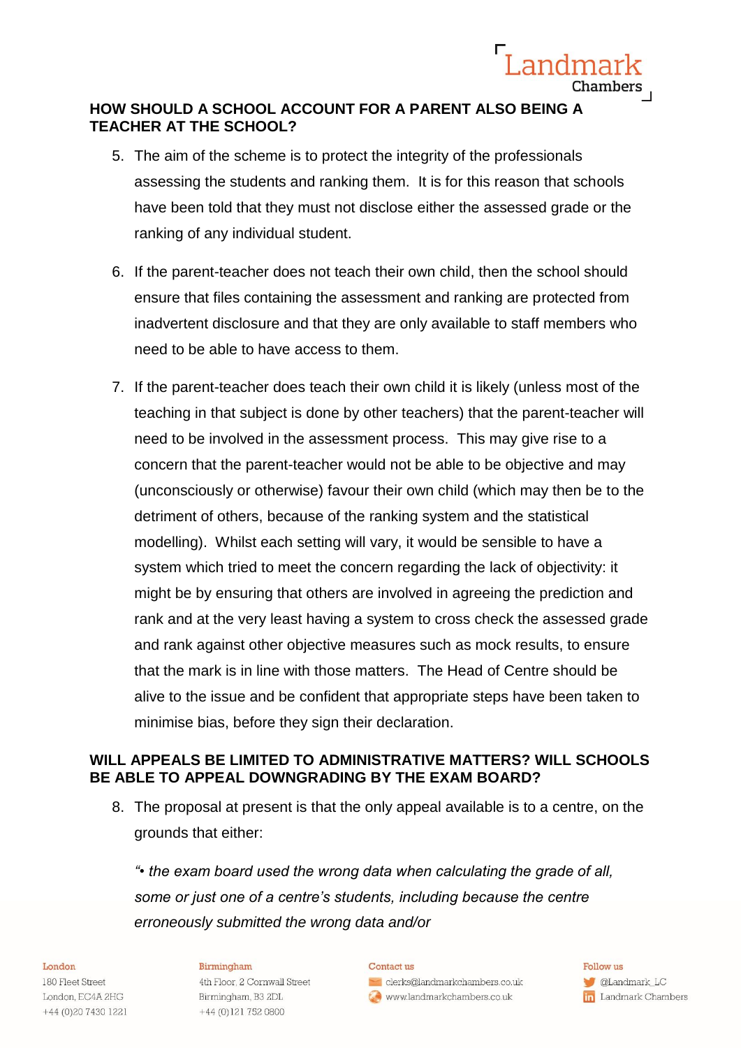## HOW SHOULD A SCHOOL ACCOUNT FOR A PARENT ALSO BEING A TEACHER AT THE SCHOOL?

5. The aim of the scheme is to protect the integrity of the professionals assessing the students and ranking them. It is for this reason that schools have been told that they must not disclose either the assessed grade or the ranking of any individual student.

6. If the parent-teacher does not teach their own child, then the school should ensure that files containing the assessment and ranking are protected from inadvertent disclosure and that they are only available to staff members who need to be able to have access to them.

7. If the parent-teacher does teach their own child it is likely (unless most of the teaching in that subject is done by other teachers) that the parent-teacher will need to be involved in the assessment process. This may give rise to a concern that the parent-teacher would not be able to be objective and may (unconsciously or otherwise) favour their own child (which may then be to the detriment of others, because of the ranking system and the statistical modelling). Whilst each setting will vary, it would be sensible to have a system which tried to meet the concern regarding the lack of objectivity: it might be by ensuring that others are involved in agreeing the prediction and rank and at the very least having a system to cross check the assessed grade and rank against other objective measures such as mock results, to ensure that the mark is in line with those matters. The Head of Centre should be alive to the issue and be confident that appropriate steps have been taken to minimise bias, before they sign their declaration.

## WILL APPEALS BE LIMITED TO ADMINISTRATIVE MATTERS? WILL SCHOOLS BE ABLE TO APPEAL DOWNGRADING BY THE EXAM BOARD?

8. The proposal at present is that the only appeal available is to a centre, on the grounds that either:

   *"• the exam board used the wrong data when calculating the grade of all, some or just one of a centre's students, including because the centre erroneously submitted the wrong data and/or*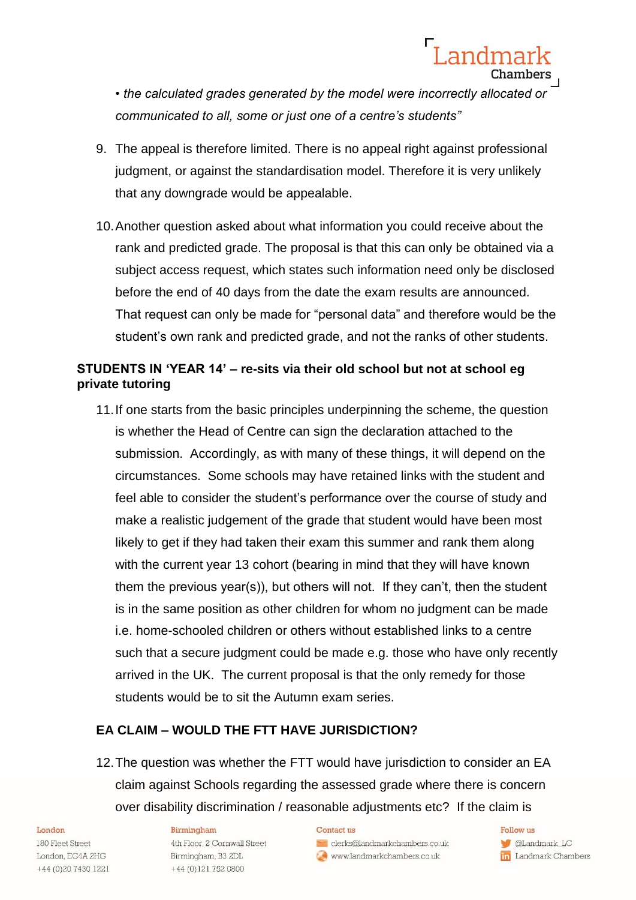- *the calculated grades generated by the model were incorrectly allocated or communicated to all, some or just one of a centre's students"*

9. The appeal is therefore limited. There is no appeal right against professional judgment, or against the standardisation model. Therefore it is very unlikely that any downgrade would be appealable.

10. Another question asked about what information you could receive about the rank and predicted grade. The proposal is that this can only be obtained via a subject access request, which states such information need only be disclosed before the end of 40 days from the date the exam results are announced. That request can only be made for "personal data" and therefore would be the student's own rank and predicted grade, and not the ranks of other students.

**STUDENTS IN 'YEAR 14' – re-sits via their old school but not at school eg private tutoring**

11. If one starts from the basic principles underpinning the scheme, the question is whether the Head of Centre can sign the declaration attached to the submission. Accordingly, as with many of these things, it will depend on the circumstances. Some schools may have retained links with the student and feel able to consider the student's performance over the course of study and make a realistic judgement of the grade that student would have been most likely to get if they had taken their exam this summer and rank them along with the current year 13 cohort (bearing in mind that they will have known them the previous year(s)), but others will not. If they can't, then the student is in the same position as other children for whom no judgment can be made i.e. home-schooled children or others without established links to a centre such that a secure judgment could be made e.g. those who have only recently arrived in the UK. The current proposal is that the only remedy for those students would be to sit the Autumn exam series.

**EA CLAIM – WOULD THE FTT HAVE JURISDICTION?**

12. The question was whether the FTT would have jurisdiction to consider an EA claim against Schools regarding the assessed grade where there is concern over disability discrimination / reasonable adjustments etc? If the claim is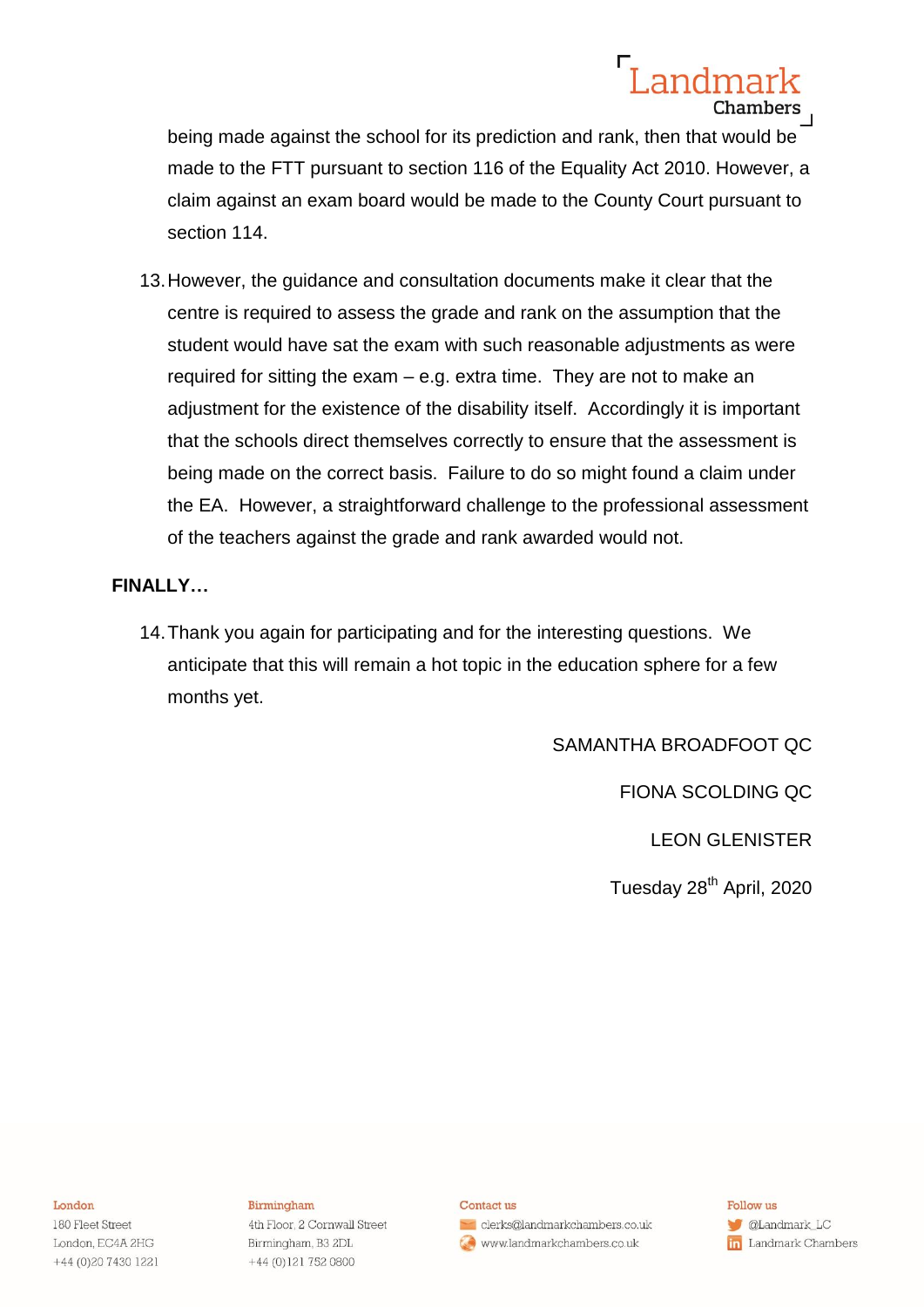being made against the school for its prediction and rank, then that would be made to the FTT pursuant to section 116 of the Equality Act 2010. However, a claim against an exam board would be made to the County Court pursuant to section 114.

13. However, the guidance and consultation documents make it clear that the centre is required to assess the grade and rank on the assumption that the student would have sat the exam with such reasonable adjustments as were required for sitting the exam – e.g. extra time. They are not to make an adjustment for the existence of the disability itself. Accordingly it is important that the schools direct themselves correctly to ensure that the assessment is being made on the correct basis. Failure to do so might found a claim under the EA. However, a straightforward challenge to the professional assessment of the teachers against the grade and rank awarded would not.

**FINALLY…**

14. Thank you again for participating and for the interesting questions. We anticipate that this will remain a hot topic in the education sphere for a few months yet.

SAMANTHA BROADFOOT QC

FIONA SCOLDING QC

LEON GLENISTER

Tuesday 28th April, 2020